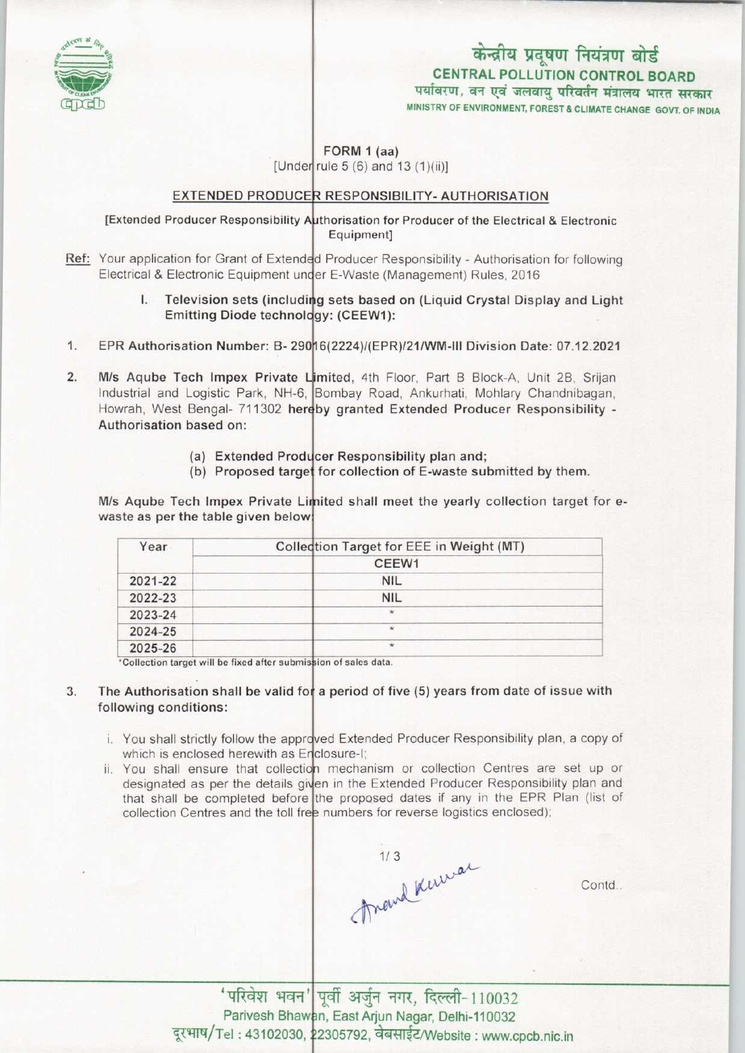केन्द्रीय प्रदूषण नियंत्रण बोर्ड
**CENTRAL POLLUTION CONTROL BOARD**
पर्यावरण, वन एवं जलवायु परिवर्तन मंत्रालय भारत सरकार
MINISTRY OF ENVIRONMENT, FOREST & CLIMATE CHANGE GOVT. OF INDIA

**FORM 1 (aa)**
[Under rule 5 (6) and 13 (1)(ii)]

**EXTENDED PRODUCER RESPONSIBILITY- AUTHORISATION**

[Extended Producer Responsibility Authorisation for Producer of the Electrical & Electronic Equipment]

Ref: Your application for Grant of Extended Producer Responsibility - Authorisation for following Electrical & Electronic Equipment under E-Waste (Management) Rules, 2016

I. **Television sets (including sets based on (Liquid Crystal Display and Light Emitting Diode technology: (CEEW1):**

1. **EPR Authorisation Number: B- 29016(2224)/(EPR)/21/WM-III Division Date: 07.12.2021**

2. **M/s Aqube Tech Impex Private Limited**, 4th Floor, Part B Block-A, Unit 2B, Srijan Industrial and Logistic Park, NH-6, Bombay Road, Ankurhati, Mohlary Chandnibagan, Howrah, West Bengal- 711302 **hereby granted Extended Producer Responsibility - Authorisation based on:**

   (a) **Extended Producer Responsibility plan and;**
   (b) **Proposed target for collection of E-waste submitted by them.**

M/s Aqube Tech Impex Private Limited shall meet the yearly collection target for e-waste as per the table given below:

| Year | Collection Target for EEE in Weight (MT) |
|---|---|
| | CEEW1 |
| 2021-22 | NIL |
| 2022-23 | NIL |
| 2023-24 | * |
| 2024-25 | * |
| 2025-26 | * |

*Collection target will be fixed after submission of sales data.

3. **The Authorisation shall be valid for a period of five (5) years from date of issue with following conditions:**

   i. You shall strictly follow the approved Extended Producer Responsibility plan, a copy of which is enclosed herewith as Enclosure-I;
   ii. You shall ensure that collection mechanism or collection Centres are set up or designated as per the details given in the Extended Producer Responsibility plan and that shall be completed before the proposed dates if any in the EPR Plan (list of collection Centres and the toll free numbers for reverse logistics enclosed);

Anand Kumar

Contd..

'परिवेश भवन' पूर्वी अर्जुन नगर, दिल्ली-110032
Parivesh Bhawan, East Arjun Nagar, Delhi-110032
दूरभाष/Tel : 43102030, 22305792, वेबसाईट/Website : www.cpcb.nic.in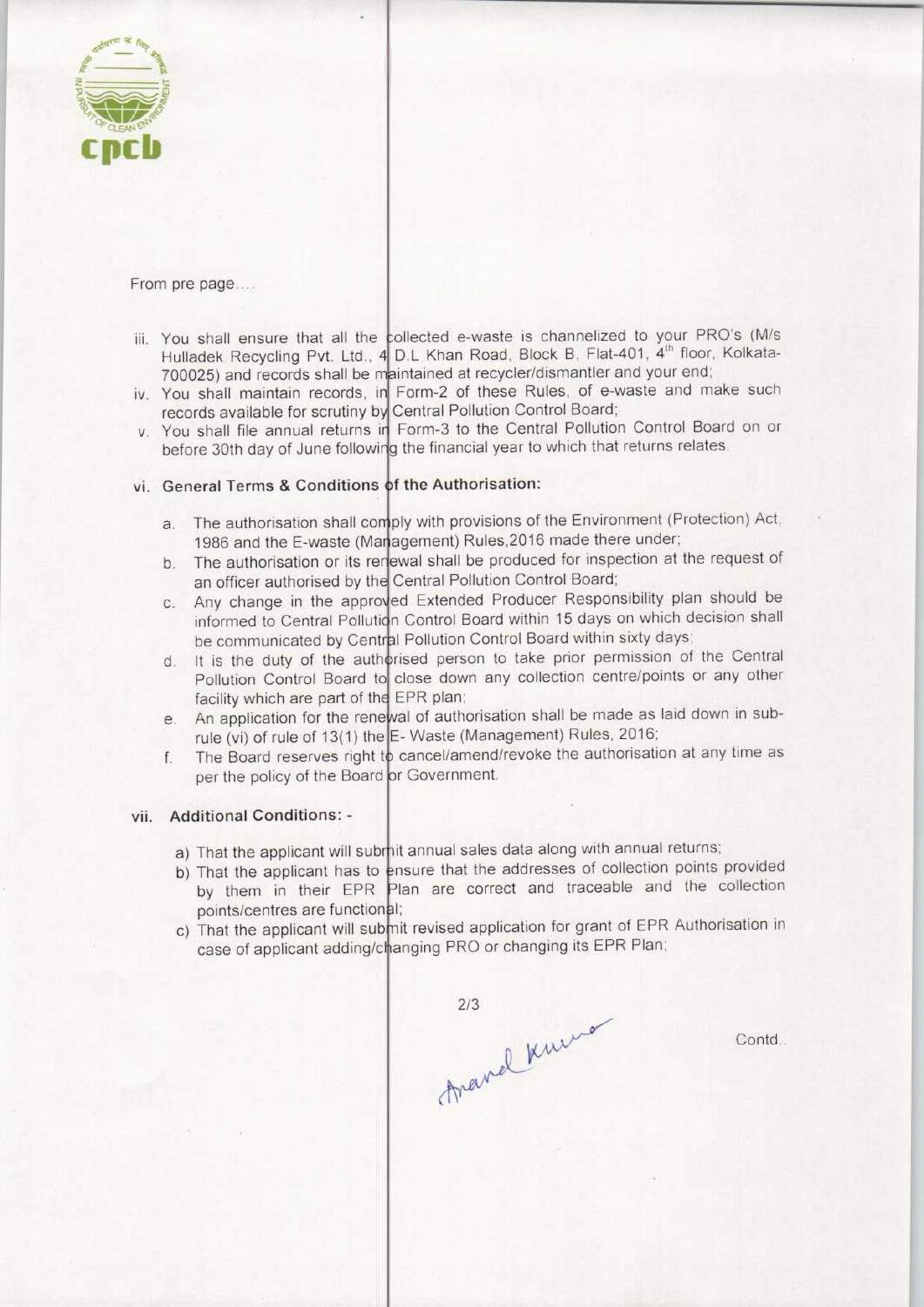From pre page....

iii. You shall ensure that all the collected e-waste is channelized to your PRO's (M/s Hulladek Recycling Pvt. Ltd., 4 D.L Khan Road, Block B, Flat-401, 4th floor, Kolkata-700025) and records shall be maintained at recycler/dismantler and your end;

iv. You shall maintain records, in Form-2 of these Rules, of e-waste and make such records available for scrutiny by Central Pollution Control Board;

v. You shall file annual returns in Form-3 to the Central Pollution Control Board on or before 30th day of June following the financial year to which that returns relates.

vi. **General Terms & Conditions of the Authorisation:**

   a. The authorisation shall comply with provisions of the Environment (Protection) Act, 1986 and the E-waste (Management) Rules,2016 made there under;
   b. The authorisation or its renewal shall be produced for inspection at the request of an officer authorised by the Central Pollution Control Board;
   c. Any change in the approved Extended Producer Responsibility plan should be informed to Central Pollution Control Board within 15 days on which decision shall be communicated by Central Pollution Control Board within sixty days;
   d. It is the duty of the authorised person to take prior permission of the Central Pollution Control Board to close down any collection centre/points or any other facility which are part of the EPR plan;
   e. An application for the renewal of authorisation shall be made as laid down in sub-rule (vi) of rule of 13(1) the E- Waste (Management) Rules, 2016;
   f. The Board reserves right to cancel/amend/revoke the authorisation at any time as per the policy of the Board or Government.

vii. **Additional Conditions: -**

   a) That the applicant will submit annual sales data along with annual returns;
   b) That the applicant has to ensure that the addresses of collection points provided by them in their EPR Plan are correct and traceable and the collection points/centres are functional;
   c) That the applicant will submit revised application for grant of EPR Authorisation in case of applicant adding/changing PRO or changing its EPR Plan;

Contd..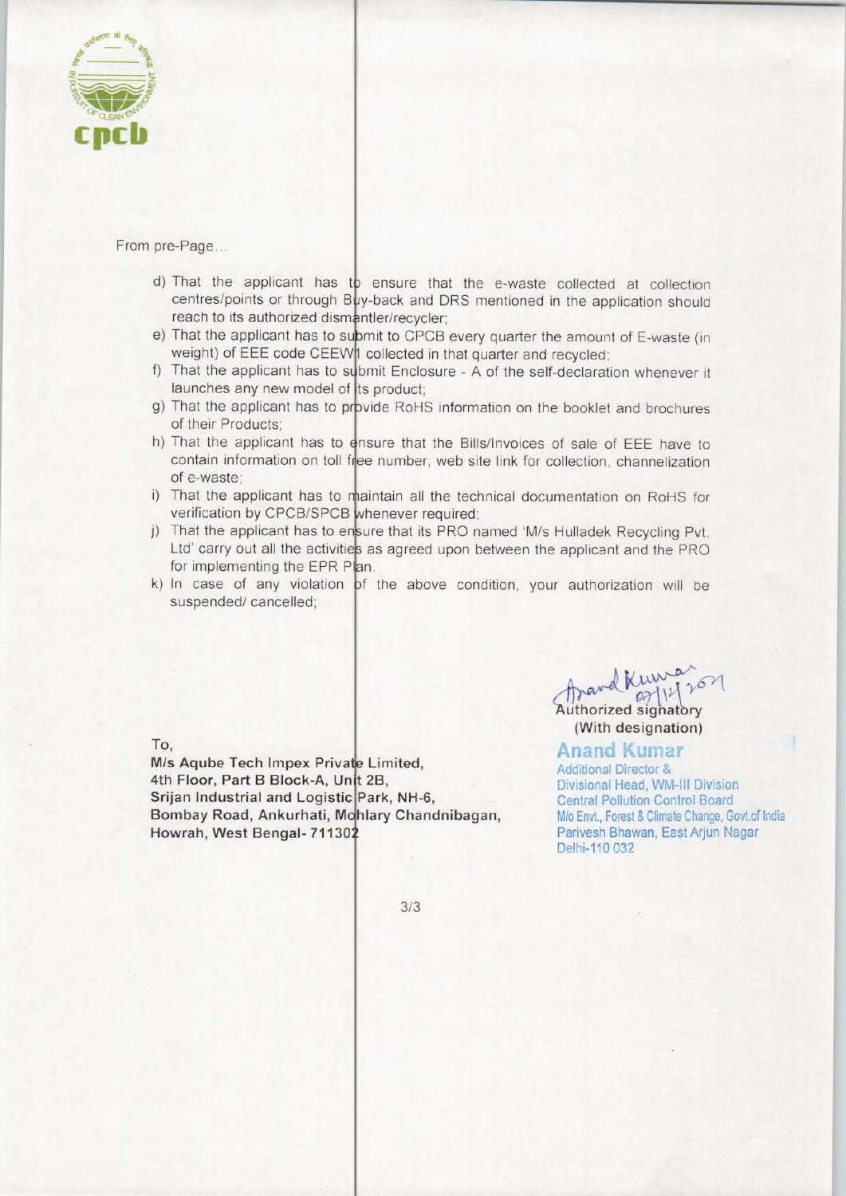From pre-Page...

d) That the applicant has to ensure that the e-waste collected at collection centres/points or through Buy-back and DRS mentioned in the application should reach to its authorized dismantler/recycler;
e) That the applicant has to submit to CPCB every quarter the amount of E-waste (in weight) of EEE code CEEW1 collected in that quarter and recycled;
f) That the applicant has to submit Enclosure - A of the self-declaration whenever it launches any new model of its product;
g) That the applicant has to provide RoHS information on the booklet and brochures of their Products;
h) That the applicant has to ensure that the Bills/Invoices of sale of EEE have to contain information on toll free number, web site link for collection, channelization of e-waste;
i) That the applicant has to maintain all the technical documentation on RoHS for verification by CPCB/SPCB whenever required;
j) That the applicant has to ensure that its PRO named 'M/s Hulladek Recycling Pvt. Ltd' carry out all the activities as agreed upon between the applicant and the PRO for implementing the EPR Plan.
k) In case of any violation of the above condition, your authorization will be suspended/ cancelled;

Anand Kumar 07/12/2021

Authorized signatory
(With designation)

**Anand Kumar**
Additional Director &
Divisional Head, WM-III Division
Central Pollution Control Board
M/o Envt., Forest & Climate Change, Govt.of India
Parivesh Bhawan, East Arjun Nagar
Delhi-110 032

To,
**M/s Aqube Tech Impex Private Limited,**
**4th Floor, Part B Block-A, Unit 2B,**
**Srijan Industrial and Logistic Park, NH-6,**
**Bombay Road, Ankurhati, Mohlary Chandnibagan,**
**Howrah, West Bengal- 711302**